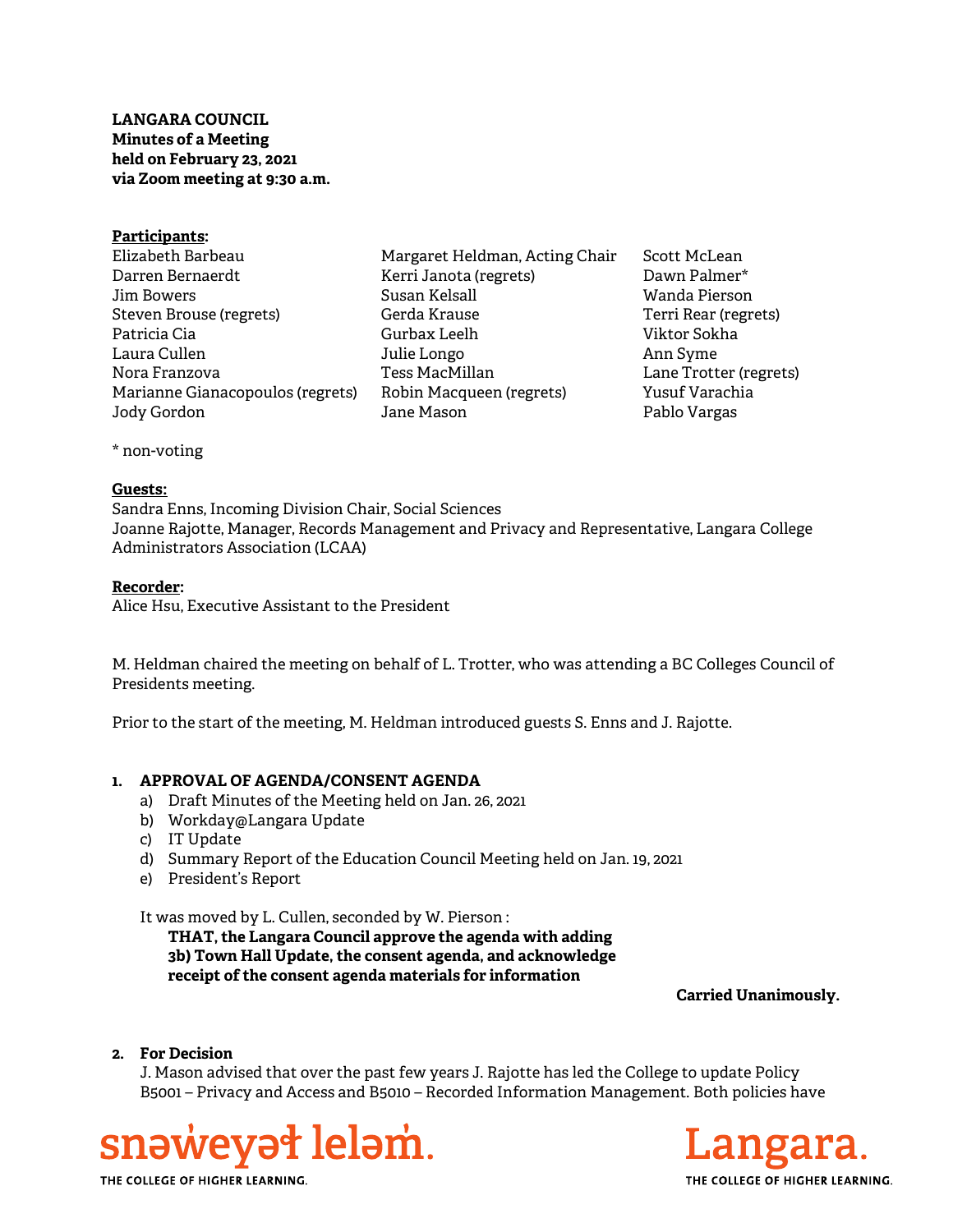**LANGARA COUNCIL**
**Minutes of a Meeting**
**held on February 23, 2021**
**via Zoom meeting at 9:30 a.m.**

**Participants:**

Elizabeth Barbeau
Darren Bernaerdt
Jim Bowers
Steven Brouse (regrets)
Patricia Cia
Laura Cullen
Nora Franzova
Marianne Gianacopoulos (regrets)
Jody Gordon
Margaret Heldman, Acting Chair
Kerri Janota (regrets)
Susan Kelsall
Gerda Krause
Gurbax Leelh
Julie Longo
Tess MacMillan
Robin Macqueen (regrets)
Jane Mason
Scott McLean
Dawn Palmer*
Wanda Pierson
Terri Rear (regrets)
Viktor Sokha
Ann Syme
Lane Trotter (regrets)
Yusuf Varachia
Pablo Vargas

\* non-voting

**Guests:**
Sandra Enns, Incoming Division Chair, Social Sciences
Joanne Rajotte, Manager, Records Management and Privacy and Representative, Langara College Administrators Association (LCAA)

**Recorder:**
Alice Hsu, Executive Assistant to the President

M. Heldman chaired the meeting on behalf of L. Trotter, who was attending a BC Colleges Council of Presidents meeting.

Prior to the start of the meeting, M. Heldman introduced guests S. Enns and J. Rajotte.

**1. APPROVAL OF AGENDA/CONSENT AGENDA**

a) Draft Minutes of the Meeting held on Jan. 26, 2021
b) Workday@Langara Update
c) IT Update
d) Summary Report of the Education Council Meeting held on Jan. 19, 2021
e) President's Report

It was moved by L. Cullen, seconded by W. Pierson :

**THAT, the Langara Council approve the agenda with adding 3b) Town Hall Update, the consent agenda, and acknowledge receipt of the consent agenda materials for information**

**Carried Unanimously.**

**2. For Decision**

J. Mason advised that over the past few years J. Rajotte has led the College to update Policy B5001 – Privacy and Access and B5010 – Recorded Information Management. Both policies have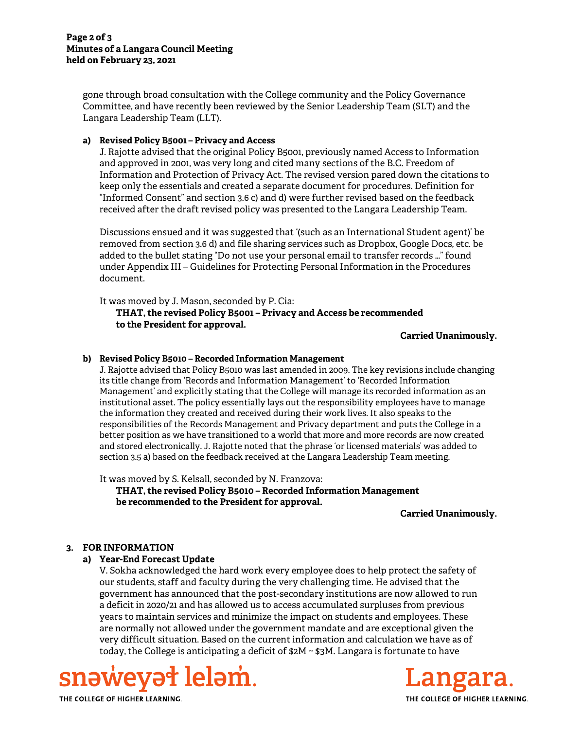gone through broad consultation with the College community and the Policy Governance Committee, and have recently been reviewed by the Senior Leadership Team (SLT) and the Langara Leadership Team (LLT).

**a) Revised Policy B5001 – Privacy and Access**

J. Rajotte advised that the original Policy B5001, previously named Access to Information and approved in 2001, was very long and cited many sections of the B.C. Freedom of Information and Protection of Privacy Act. The revised version pared down the citations to keep only the essentials and created a separate document for procedures. Definition for "Informed Consent" and section 3.6 c) and d) were further revised based on the feedback received after the draft revised policy was presented to the Langara Leadership Team.

Discussions ensued and it was suggested that '(such as an International Student agent)' be removed from section 3.6 d) and file sharing services such as Dropbox, Google Docs, etc. be added to the bullet stating "Do not use your personal email to transfer records …" found under Appendix III – Guidelines for Protecting Personal Information in the Procedures document.

It was moved by J. Mason, seconded by P. Cia:

**THAT, the revised Policy B5001 – Privacy and Access be recommended to the President for approval.**

**Carried Unanimously.**

**b) Revised Policy B5010 – Recorded Information Management**

J. Rajotte advised that Policy B5010 was last amended in 2009. The key revisions include changing its title change from 'Records and Information Management' to 'Recorded Information Management' and explicitly stating that the College will manage its recorded information as an institutional asset. The policy essentially lays out the responsibility employees have to manage the information they created and received during their work lives. It also speaks to the responsibilities of the Records Management and Privacy department and puts the College in a better position as we have transitioned to a world that more and more records are now created and stored electronically. J. Rajotte noted that the phrase 'or licensed materials' was added to section 3.5 a) based on the feedback received at the Langara Leadership Team meeting.

It was moved by S. Kelsall, seconded by N. Franzova:

**THAT, the revised Policy B5010 – Recorded Information Management be recommended to the President for approval.**

**Carried Unanimously.**

## 3. FOR INFORMATION

**a) Year-End Forecast Update**

V. Sokha acknowledged the hard work every employee does to help protect the safety of our students, staff and faculty during the very challenging time. He advised that the government has announced that the post-secondary institutions are now allowed to run a deficit in 2020/21 and has allowed us to access accumulated surpluses from previous years to maintain services and minimize the impact on students and employees. These are normally not allowed under the government mandate and are exceptional given the very difficult situation. Based on the current information and calculation we have as of today, the College is anticipating a deficit of $2M ~ $3M. Langara is fortunate to have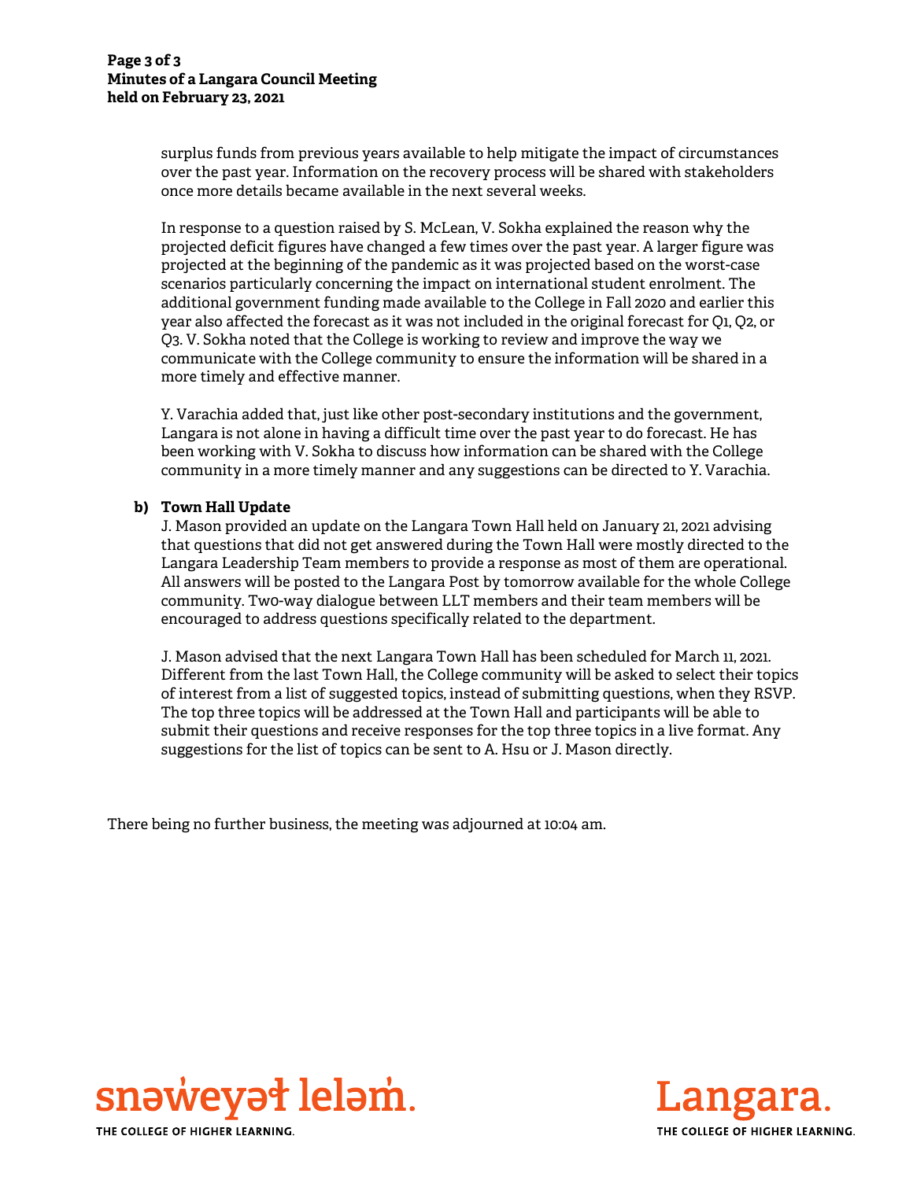surplus funds from previous years available to help mitigate the impact of circumstances over the past year. Information on the recovery process will be shared with stakeholders once more details became available in the next several weeks.

In response to a question raised by S. McLean, V. Sokha explained the reason why the projected deficit figures have changed a few times over the past year. A larger figure was projected at the beginning of the pandemic as it was projected based on the worst-case scenarios particularly concerning the impact on international student enrolment. The additional government funding made available to the College in Fall 2020 and earlier this year also affected the forecast as it was not included in the original forecast for Q1, Q2, or Q3. V. Sokha noted that the College is working to review and improve the way we communicate with the College community to ensure the information will be shared in a more timely and effective manner.

Y. Varachia added that, just like other post-secondary institutions and the government, Langara is not alone in having a difficult time over the past year to do forecast. He has been working with V. Sokha to discuss how information can be shared with the College community in a more timely manner and any suggestions can be directed to Y. Varachia.

**b) Town Hall Update**

J. Mason provided an update on the Langara Town Hall held on January 21, 2021 advising that questions that did not get answered during the Town Hall were mostly directed to the Langara Leadership Team members to provide a response as most of them are operational. All answers will be posted to the Langara Post by tomorrow available for the whole College community. Two-way dialogue between LLT members and their team members will be encouraged to address questions specifically related to the department.

J. Mason advised that the next Langara Town Hall has been scheduled for March 11, 2021. Different from the last Town Hall, the College community will be asked to select their topics of interest from a list of suggested topics, instead of submitting questions, when they RSVP. The top three topics will be addressed at the Town Hall and participants will be able to submit their questions and receive responses for the top three topics in a live format. Any suggestions for the list of topics can be sent to A. Hsu or J. Mason directly.

There being no further business, the meeting was adjourned at 10:04 am.